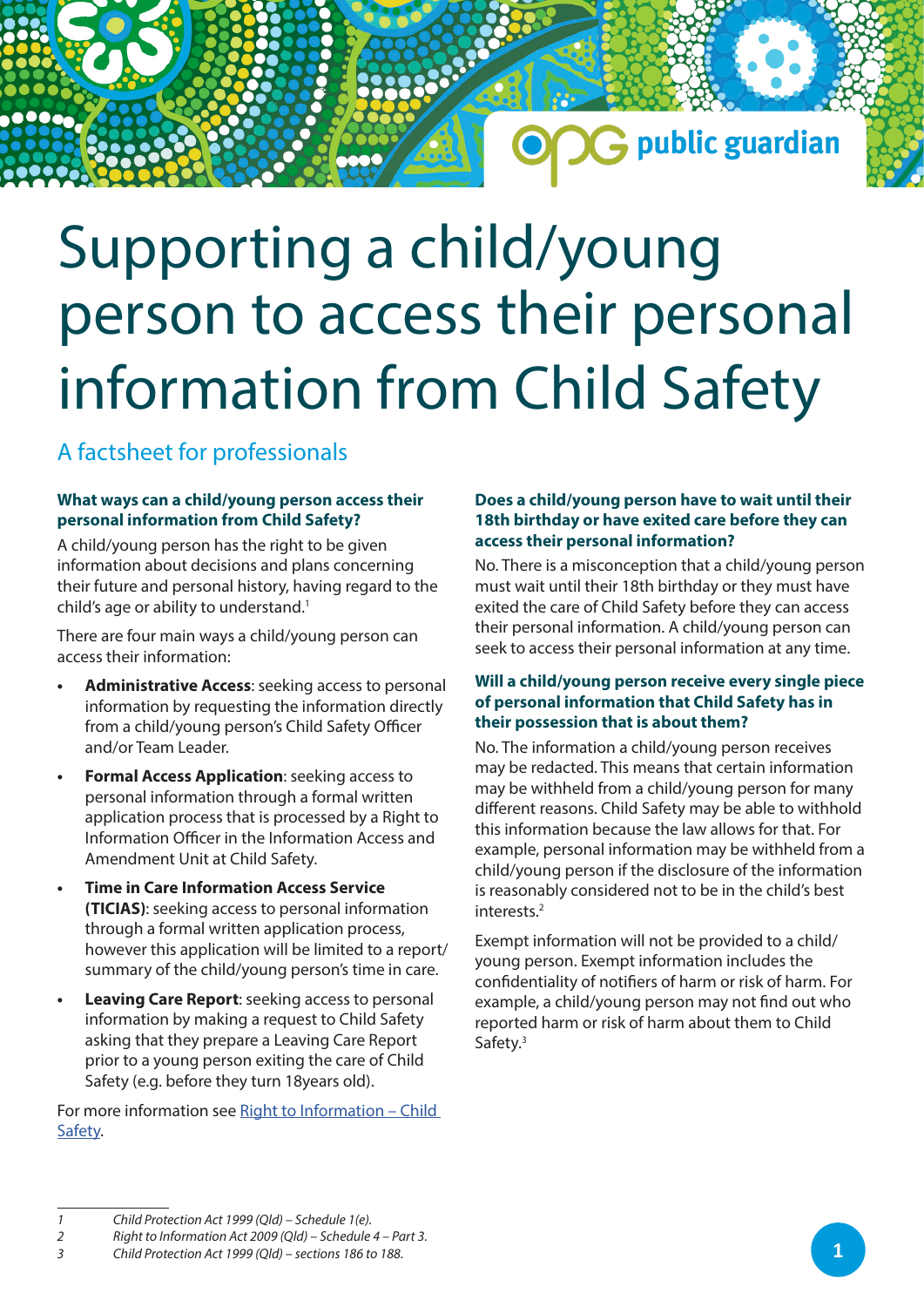# Supporting a child/young person to access their personal information from Child Safety

## A factsheet for professionals

### What ways can a child/young person access their personal information from Child Safety?

A child/young person has the right to be given information about decisions and plans concerning their future and personal history, having regard to the child's age or ability to understand.[1]

There are four main ways a child/young person can access their information:

- **Administrative Access**: seeking access to personal information by requesting the information directly from a child/young person's Child Safety Officer and/or Team Leader.
- **Formal Access Application**: seeking access to personal information through a formal written application process that is processed by a Right to Information Officer in the Information Access and Amendment Unit at Child Safety.
- **Time in Care Information Access Service (TICIAS)**: seeking access to personal information through a formal written application process, however this application will be limited to a report/summary of the child/young person's time in care.
- **Leaving Care Report**: seeking access to personal information by making a request to Child Safety asking that they prepare a Leaving Care Report prior to a young person exiting the care of Child Safety (e.g. before they turn 18years old).

For more information see [Right to Information – Child Safety](#).

### Does a child/young person have to wait until their 18th birthday or have exited care before they can access their personal information?

No. There is a misconception that a child/young person must wait until their 18th birthday or they must have exited the care of Child Safety before they can access their personal information. A child/young person can seek to access their personal information at any time.

### Will a child/young person receive every single piece of personal information that Child Safety has in their possession that is about them?

No. The information a child/young person receives may be redacted. This means that certain information may be withheld from a child/young person for many different reasons. Child Safety may be able to withhold this information because the law allows for that. For example, personal information may be withheld from a child/young person if the disclosure of the information is reasonably considered not to be in the child's best interests.[2]

Exempt information will not be provided to a child/young person. Exempt information includes the confidentiality of notifiers of harm or risk of harm. For example, a child/young person may not find out who reported harm or risk of harm about them to Child Safety.[3]

---

1 *Child Protection Act 1999 (Qld) – Schedule 1(e).*
2 *Right to Information Act 2009 (Qld) – Schedule 4 – Part 3.*
3 *Child Protection Act 1999 (Qld) – sections 186 to 188.*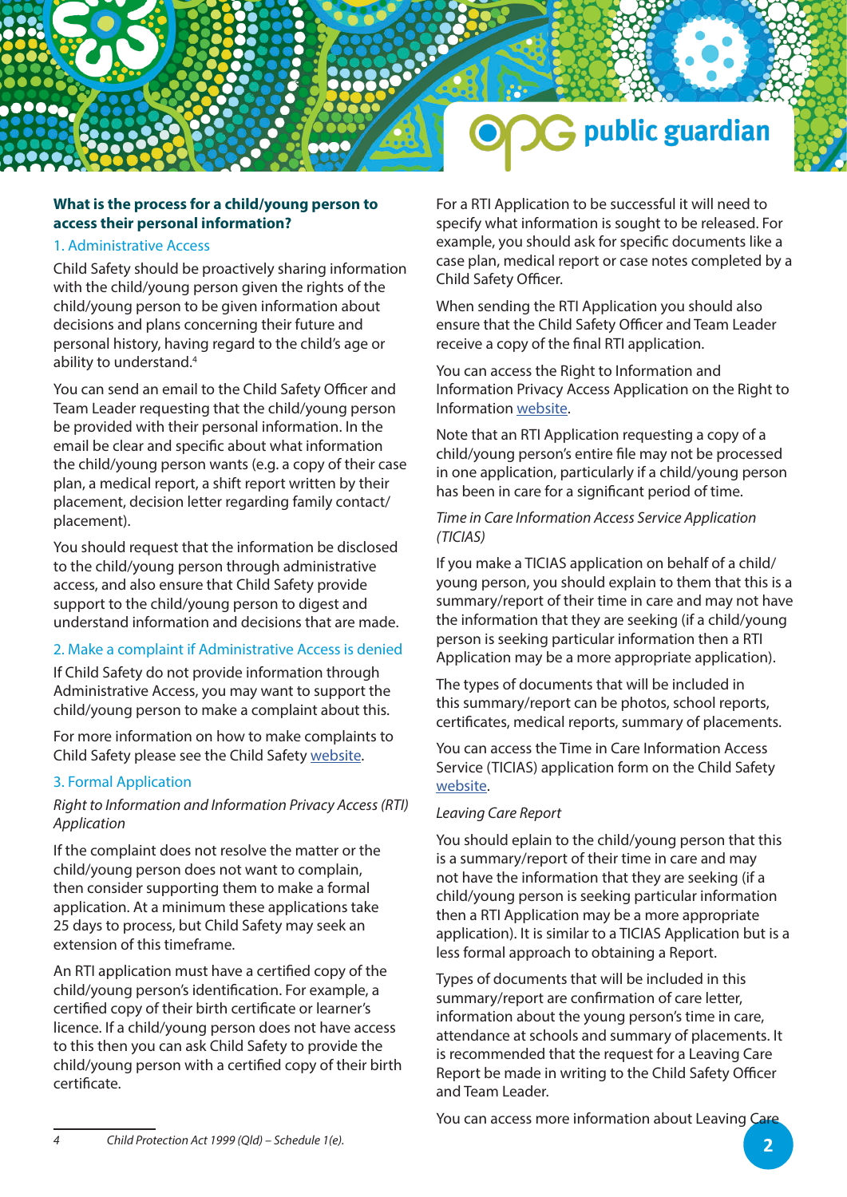**What is the process for a child/young person to access their personal information?**

### 1. Administrative Access

Child Safety should be proactively sharing information with the child/young person given the rights of the child/young person to be given information about decisions and plans concerning their future and personal history, having regard to the child's age or ability to understand.[4]

You can send an email to the Child Safety Officer and Team Leader requesting that the child/young person be provided with their personal information. In the email be clear and specific about what information the child/young person wants (e.g. a copy of their case plan, a medical report, a shift report written by their placement, decision letter regarding family contact/ placement).

You should request that the information be disclosed to the child/young person through administrative access, and also ensure that Child Safety provide support to the child/young person to digest and understand information and decisions that are made.

### 2. Make a complaint if Administrative Access is denied

If Child Safety do not provide information through Administrative Access, you may want to support the child/young person to make a complaint about this.

For more information on how to make complaints to Child Safety please see the Child Safety website.

### 3. Formal Application

*Right to Information and Information Privacy Access (RTI) Application*

If the complaint does not resolve the matter or the child/young person does not want to complain, then consider supporting them to make a formal application. At a minimum these applications take 25 days to process, but Child Safety may seek an extension of this timeframe.

An RTI application must have a certified copy of the child/young person's identification. For example, a certified copy of their birth certificate or learner's licence. If a child/young person does not have access to this then you can ask Child Safety to provide the child/young person with a certified copy of their birth certificate.

For a RTI Application to be successful it will need to specify what information is sought to be released. For example, you should ask for specific documents like a case plan, medical report or case notes completed by a Child Safety Officer.

When sending the RTI Application you should also ensure that the Child Safety Officer and Team Leader receive a copy of the final RTI application.

You can access the Right to Information and Information Privacy Access Application on the Right to Information website.

Note that an RTI Application requesting a copy of a child/young person's entire file may not be processed in one application, particularly if a child/young person has been in care for a significant period of time.

*Time in Care Information Access Service Application (TICIAS)*

If you make a TICIAS application on behalf of a child/young person, you should explain to them that this is a summary/report of their time in care and may not have the information that they are seeking (if a child/young person is seeking particular information then a RTI Application may be a more appropriate application).

The types of documents that will be included in this summary/report can be photos, school reports, certificates, medical reports, summary of placements.

You can access the Time in Care Information Access Service (TICIAS) application form on the Child Safety website.

*Leaving Care Report*

You should eplain to the child/young person that this is a summary/report of their time in care and may not have the information that they are seeking (if a child/young person is seeking particular information then a RTI Application may be a more appropriate application). It is similar to a TICIAS Application but is a less formal approach to obtaining a Report.

Types of documents that will be included in this summary/report are confirmation of care letter, information about the young person's time in care, attendance at schools and summary of placements. It is recommended that the request for a Leaving Care Report be made in writing to the Child Safety Officer and Team Leader.

You can access more information about Leaving Care

---

4 *Child Protection Act 1999 (Qld) – Schedule 1(e).*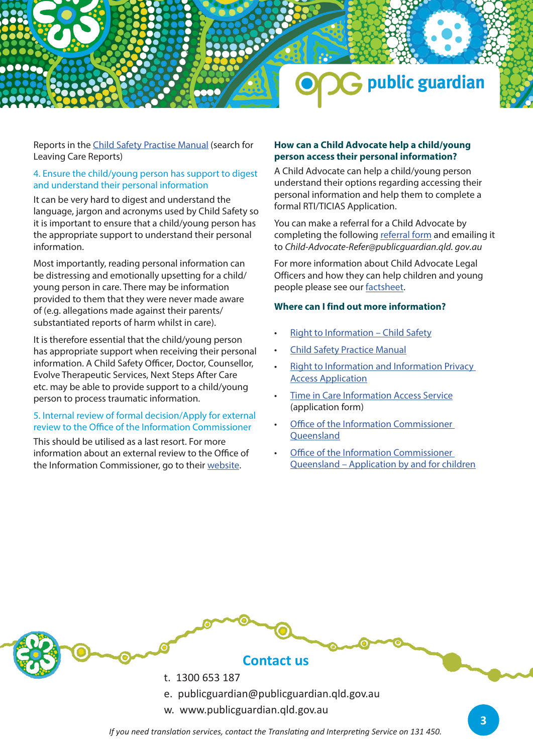Reports in the Child Safety Practise Manual (search for Leaving Care Reports)

### 4. Ensure the child/young person has support to digest and understand their personal information

It can be very hard to digest and understand the language, jargon and acronyms used by Child Safety so it is important to ensure that a child/young person has the appropriate support to understand their personal information.

Most importantly, reading personal information can be distressing and emotionally upsetting for a child/young person in care. There may be information provided to them that they were never made aware of (e.g. allegations made against their parents/substantiated reports of harm whilst in care).

It is therefore essential that the child/young person has appropriate support when receiving their personal information. A Child Safety Officer, Doctor, Counsellor, Evolve Therapeutic Services, Next Steps After Care etc. may be able to provide support to a child/young person to process traumatic information.

### 5. Internal review of formal decision/Apply for external review to the Office of the Information Commissioner

This should be utilised as a last resort. For more information about an external review to the Office of the Information Commissioner, go to their website.

## How can a Child Advocate help a child/young person access their personal information?

A Child Advocate can help a child/young person understand their options regarding accessing their personal information and help them to complete a formal RTI/TICIAS Application.

You can make a referral for a Child Advocate by completing the following referral form and emailing it to *Child-Advocate-Refer@publicguardian.qld. gov.au*

For more information about Child Advocate Legal Officers and how they can help children and young people please see our factsheet.

## Where can I find out more information?

- Right to Information – Child Safety
- Child Safety Practice Manual
- Right to Information and Information Privacy Access Application
- Time in Care Information Access Service (application form)
- Office of the Information Commissioner Queensland
- Office of the Information Commissioner Queensland – Application by and for children

## Contact us

t. 1300 653 187

e. publicguardian@publicguardian.qld.gov.au

w. www.publicguardian.qld.gov.au

*If you need translation services, contact the Translating and Interpreting Service on 131 450.*